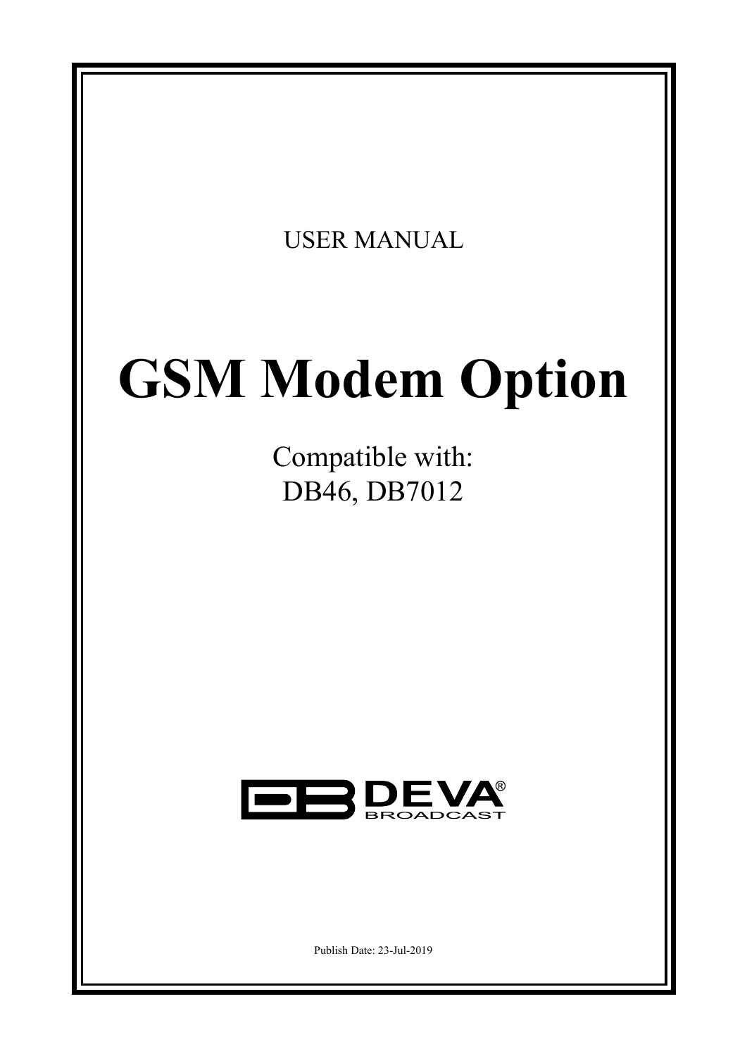USER MANUAL

# GSM Modem Option

Compatible with:
DB46, DB7012

DEVA® BROADCAST

Publish Date: 23-Jul-2019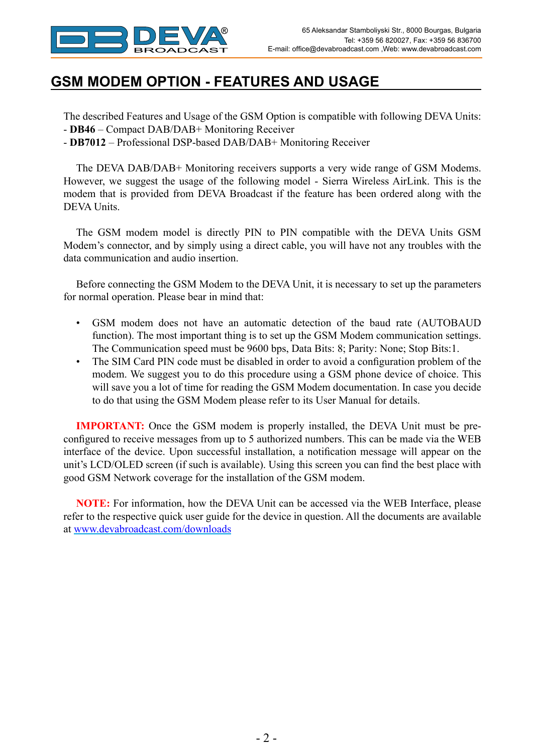# GSM MODEM OPTION - FEATURES AND USAGE

The described Features and Usage of the GSM Option is compatible with following DEVA Units:
- **DB46** – Compact DAB/DAB+ Monitoring Receiver
- **DB7012** – Professional DSP-based DAB/DAB+ Monitoring Receiver

The DEVA DAB/DAB+ Monitoring receivers supports a very wide range of GSM Modems. However, we suggest the usage of the following model - Sierra Wireless AirLink. This is the modem that is provided from DEVA Broadcast if the feature has been ordered along with the DEVA Units.

The GSM modem model is directly PIN to PIN compatible with the DEVA Units GSM Modem's connector, and by simply using a direct cable, you will have not any troubles with the data communication and audio insertion.

Before connecting the GSM Modem to the DEVA Unit, it is necessary to set up the parameters for normal operation. Please bear in mind that:

- GSM modem does not have an automatic detection of the baud rate (AUTOBAUD function). The most important thing is to set up the GSM Modem communication settings. The Communication speed must be 9600 bps, Data Bits: 8; Parity: None; Stop Bits:1.
- The SIM Card PIN code must be disabled in order to avoid a configuration problem of the modem. We suggest you to do this procedure using a GSM phone device of choice. This will save you a lot of time for reading the GSM Modem documentation. In case you decide to do that using the GSM Modem please refer to its User Manual for details.

**IMPORTANT:** Once the GSM modem is properly installed, the DEVA Unit must be pre-configured to receive messages from up to 5 authorized numbers. This can be made via the WEB interface of the device. Upon successful installation, a notification message will appear on the unit's LCD/OLED screen (if such is available). Using this screen you can find the best place with good GSM Network coverage for the installation of the GSM modem.

**NOTE:** For information, how the DEVA Unit can be accessed via the WEB Interface, please refer to the respective quick user guide for the device in question. All the documents are available at [www.devabroadcast.com/downloads](http://www.devabroadcast.com/downloads)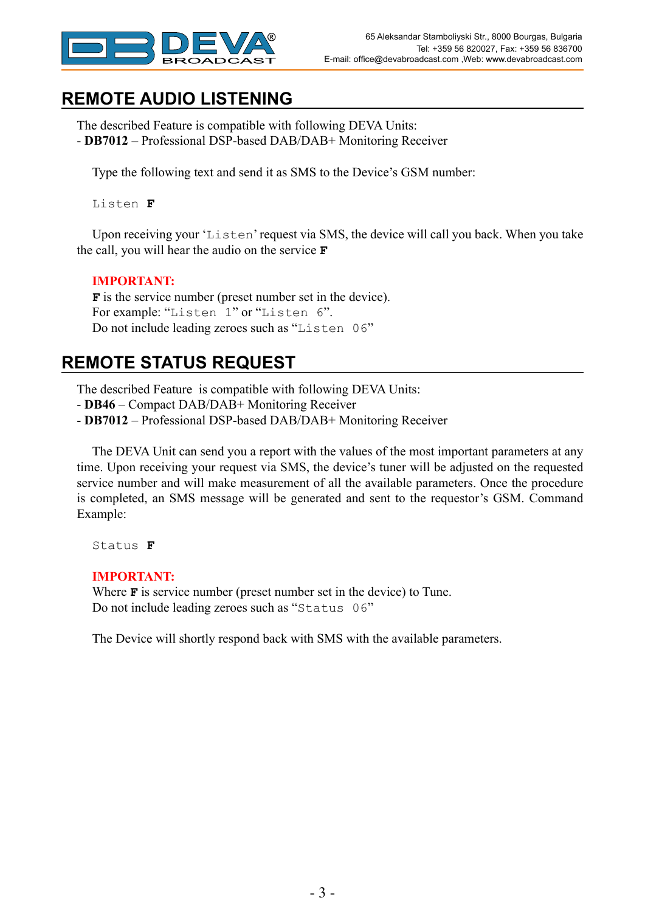## REMOTE AUDIO LISTENING

The described Feature is compatible with following DEVA Units:
- **DB7012** – Professional DSP-based DAB/DAB+ Monitoring Receiver

Type the following text and send it as SMS to the Device's GSM number:

`Listen` **F**

Upon receiving your '`Listen`' request via SMS, the device will call you back. When you take the call, you will hear the audio on the service **F**

**IMPORTANT:**
**F** is the service number (preset number set in the device).
For example: "`Listen 1`" or "`Listen 6`".
Do not include leading zeroes such as "`Listen 06`"

## REMOTE STATUS REQUEST

The described Feature is compatible with following DEVA Units:
- **DB46** – Compact DAB/DAB+ Monitoring Receiver
- **DB7012** – Professional DSP-based DAB/DAB+ Monitoring Receiver

The DEVA Unit can send you a report with the values of the most important parameters at any time. Upon receiving your request via SMS, the device's tuner will be adjusted on the requested service number and will make measurement of all the available parameters. Once the procedure is completed, an SMS message will be generated and sent to the requestor's GSM. Command Example:

`Status` **F**

**IMPORTANT:**
Where **F** is service number (preset number set in the device) to Tune.
Do not include leading zeroes such as "`Status 06`"

The Device will shortly respond back with SMS with the available parameters.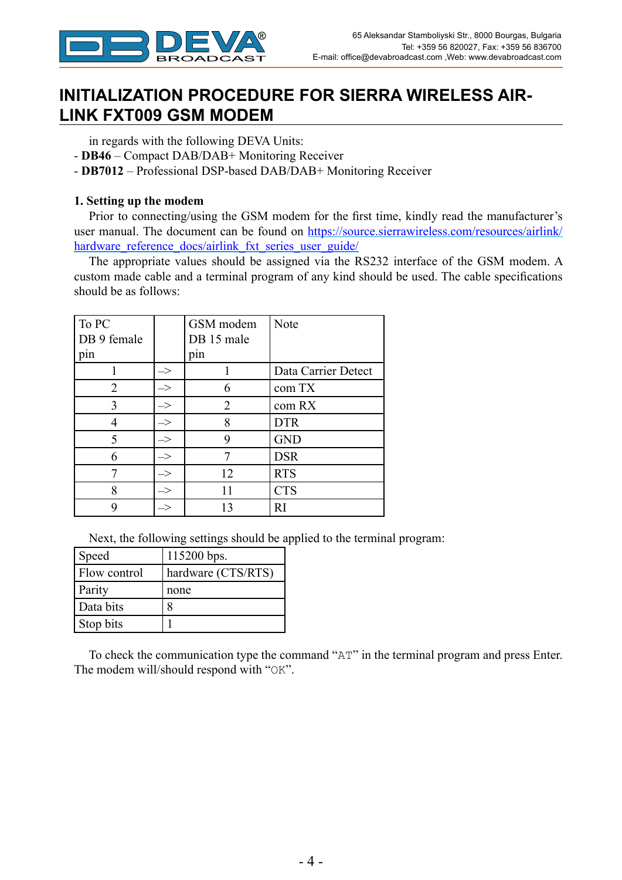# INITIALIZATION PROCEDURE FOR SIERRA WIRELESS AIR-LINK FXT009 GSM MODEM

in regards with the following DEVA Units:

- **DB46** – Compact DAB/DAB+ Monitoring Receiver
- **DB7012** – Professional DSP-based DAB/DAB+ Monitoring Receiver

**1. Setting up the modem**

Prior to connecting/using the GSM modem for the first time, kindly read the manufacturer's user manual. The document can be found on https://source.sierrawireless.com/resources/airlink/hardware_reference_docs/airlink_fxt_series_user_guide/

The appropriate values should be assigned via the RS232 interface of the GSM modem. A custom made cable and a terminal program of any kind should be used. The cable specifications should be as follows:

| To PC DB 9 female pin | | GSM modem DB 15 male pin | Note |
|---|---|---|---|
| 1 | –> | 1 | Data Carrier Detect |
| 2 | –> | 6 | com TX |
| 3 | –> | 2 | com RX |
| 4 | –> | 8 | DTR |
| 5 | –> | 9 | GND |
| 6 | –> | 7 | DSR |
| 7 | –> | 12 | RTS |
| 8 | –> | 11 | CTS |
| 9 | –> | 13 | RI |

Next, the following settings should be applied to the terminal program:

| Speed | 115200 bps. |
|---|---|
| Flow control | hardware (CTS/RTS) |
| Parity | none |
| Data bits | 8 |
| Stop bits | 1 |

To check the communication type the command "`AT`" in the terminal program and press Enter. The modem will/should respond with "`OK`".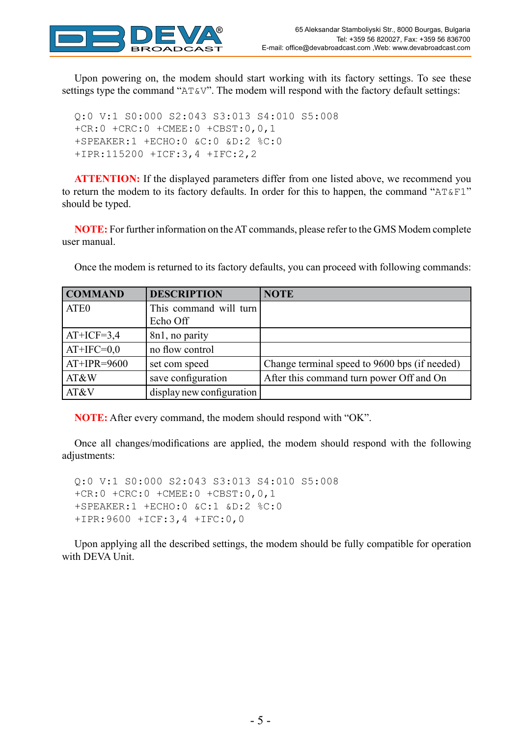Upon powering on, the modem should start working with its factory settings. To see these settings type the command "AT&V". The modem will respond with the factory default settings:

```
Q:0 V:1 S0:000 S2:043 S3:013 S4:010 S5:008
+CR:0 +CRC:0 +CMEE:0 +CBST:0,0,1
+SPEAKER:1 +ECHO:0 &C:0 &D:2 %C:0
+IPR:115200 +ICF:3,4 +IFC:2,2
```

**ATTENTION:** If the displayed parameters differ from one listed above, we recommend you to return the modem to its factory defaults. In order for this to happen, the command "AT&F1" should be typed.

**NOTE:** For further information on the AT commands, please refer to the GMS Modem complete user manual.

Once the modem is returned to its factory defaults, you can proceed with following commands:

| COMMAND | DESCRIPTION | NOTE |
|---|---|---|
| ATE0 | This command will turn Echo Off | |
| AT+ICF=3,4 | 8n1, no parity | |
| AT+IFC=0,0 | no flow control | |
| AT+IPR=9600 | set com speed | Change terminal speed to 9600 bps (if needed) |
| AT&W | save configuration | After this command turn power Off and On |
| AT&V | display new configuration | |

**NOTE:** After every command, the modem should respond with "OK".

Once all changes/modifications are applied, the modem should respond with the following adjustments:

```
Q:0 V:1 S0:000 S2:043 S3:013 S4:010 S5:008
+CR:0 +CRC:0 +CMEE:0 +CBST:0,0,1
+SPEAKER:1 +ECHO:0 &C:1 &D:2 %C:0
+IPR:9600 +ICF:3,4 +IFC:0,0
```

Upon applying all the described settings, the modem should be fully compatible for operation with DEVA Unit.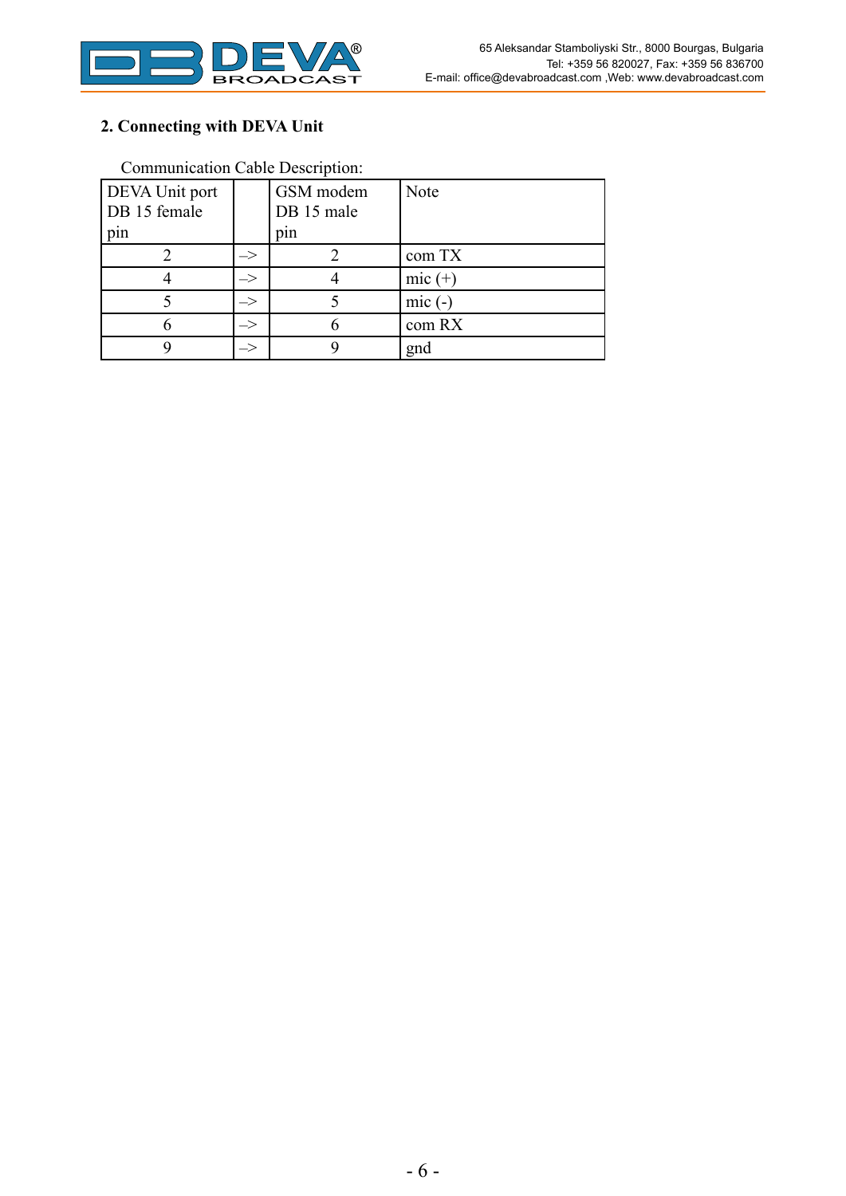## 2. Connecting with DEVA Unit

Communication Cable Description:

| DEVA Unit port DB 15 female pin | | GSM modem DB 15 male pin | Note |
|---|---|---|---|
| 2 | –> | 2 | com TX |
| 4 | –> | 4 | mic (+) |
| 5 | –> | 5 | mic (-) |
| 6 | –> | 6 | com RX |
| 9 | –> | 9 | gnd |